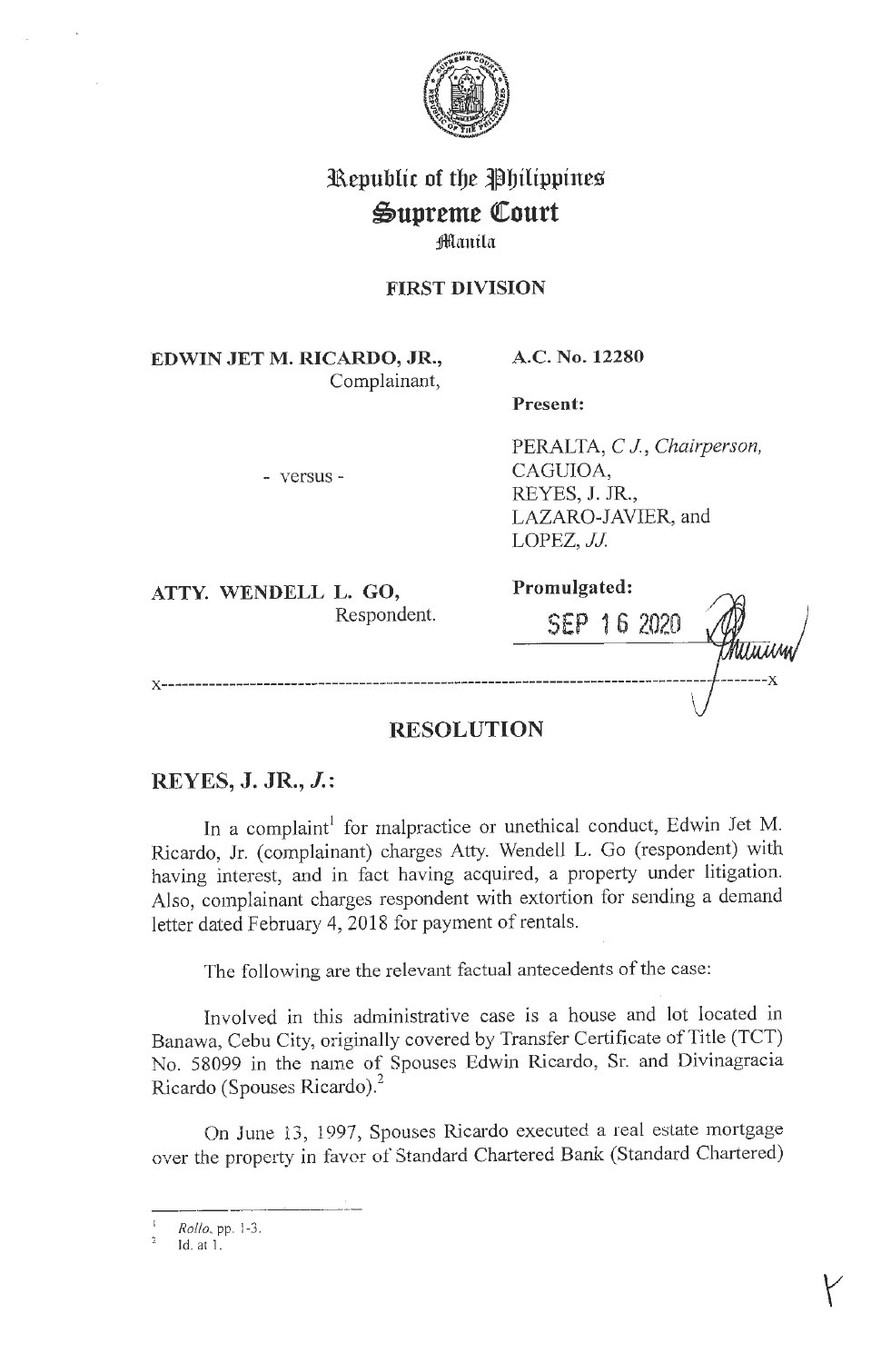# Republic of the Philippines
# Supreme Court
## Manila

**FIRST DIVISION**

| | |
|---|---|
| **EDWIN JET M. RICARDO, JR.,** Complainant, | **A.C. No. 12280** |
| | **Present:** |
| - versus - | PERALTA, *C J., Chairperson,* CAGUIOA, REYES, J. JR., LAZARO-JAVIER, and LOPEZ, *JJ.* |
| **ATTY. WENDELL L. GO,** Respondent. | **Promulgated:** SEP 16 2020 |

x-----------------------------------------------------------------------------------------x

## RESOLUTION

**REYES, J. JR., *J.*:**

In a complaint[1] for malpractice or unethical conduct, Edwin Jet M. Ricardo, Jr. (complainant) charges Atty. Wendell L. Go (respondent) with having interest, and in fact having acquired, a property under litigation. Also, complainant charges respondent with extortion for sending a demand letter dated February 4, 2018 for payment of rentals.

The following are the relevant factual antecedents of the case:

Involved in this administrative case is a house and lot located in Banawa, Cebu City, originally covered by Transfer Certificate of Title (TCT) No. 58099 in the name of Spouses Edwin Ricardo, Sr. and Divinagracia Ricardo (Spouses Ricardo).[2]

On June 13, 1997, Spouses Ricardo executed a real estate mortgage over the property in favor of Standard Chartered Bank (Standard Chartered)

---

[1] *Rollo*, pp. 1-3.

[2] Id. at 1.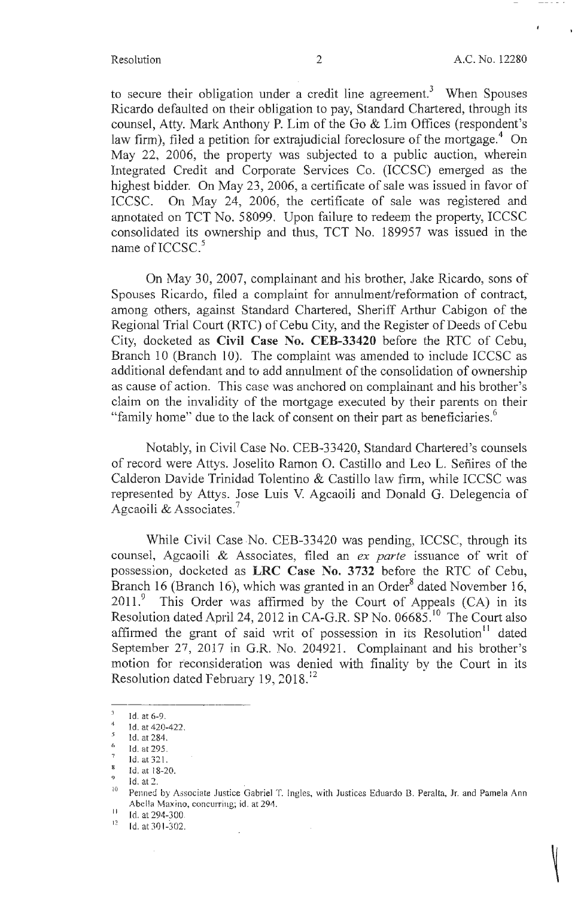to secure their obligation under a credit line agreement.[3] When Spouses Ricardo defaulted on their obligation to pay, Standard Chartered, through its counsel, Atty. Mark Anthony P. Lim of the Go & Lim Offices (respondent's law firm), filed a petition for extrajudicial foreclosure of the mortgage.[4] On May 22, 2006, the property was subjected to a public auction, wherein Integrated Credit and Corporate Services Co. (ICCSC) emerged as the highest bidder. On May 23, 2006, a certificate of sale was issued in favor of ICCSC. On May 24, 2006, the certificate of sale was registered and annotated on TCT No. 58099. Upon failure to redeem the property, ICCSC consolidated its ownership and thus, TCT No. 189957 was issued in the name of ICCSC.[5]

On May 30, 2007, complainant and his brother, Jake Ricardo, sons of Spouses Ricardo, filed a complaint for annulment/reformation of contract, among others, against Standard Chartered, Sheriff Arthur Cabigon of the Regional Trial Court (RTC) of Cebu City, and the Register of Deeds of Cebu City, docketed as **Civil Case No. CEB-33420** before the RTC of Cebu, Branch 10 (Branch 10). The complaint was amended to include ICCSC as additional defendant and to add annulment of the consolidation of ownership as cause of action. This case was anchored on complainant and his brother's claim on the invalidity of the mortgage executed by their parents on their "family home" due to the lack of consent on their part as beneficiaries.[6]

Notably, in Civil Case No. CEB-33420, Standard Chartered's counsels of record were Attys. Joselito Ramon O. Castillo and Leo L. Señires of the Calderon Davide Trinidad Tolentino & Castillo law firm, while ICCSC was represented by Attys. Jose Luis V. Agcaoili and Donald G. Delegencia of Agcaoili & Associates.[7]

While Civil Case No. CEB-33420 was pending, ICCSC, through its counsel, Agcaoili & Associates, filed an *ex parte* issuance of writ of possession, docketed as **LRC Case No. 3732** before the RTC of Cebu, Branch 16 (Branch 16), which was granted in an Order[8] dated November 16, 2011.[9] This Order was affirmed by the Court of Appeals (CA) in its Resolution dated April 24, 2012 in CA-G.R. SP No. 06685.[10] The Court also affirmed the grant of said writ of possession in its Resolution[11] dated September 27, 2017 in G.R. No. 204921. Complainant and his brother's motion for reconsideration was denied with finality by the Court in its Resolution dated February 19, 2018.[12]

---

[3] Id. at 6-9.
[4] Id. at 420-422.
[5] Id. at 284.
[6] Id. at 295.
[7] Id. at 321.
[8] Id. at 18-20.
[9] Id. at 2.
[10] Penned by Associate Justice Gabriel T. Ingles, with Justices Eduardo B. Peralta, Jr. and Pamela Ann Abella Maxino, concurring; id. at 294.
[11] Id. at 294-300.
[12] Id. at 301-302.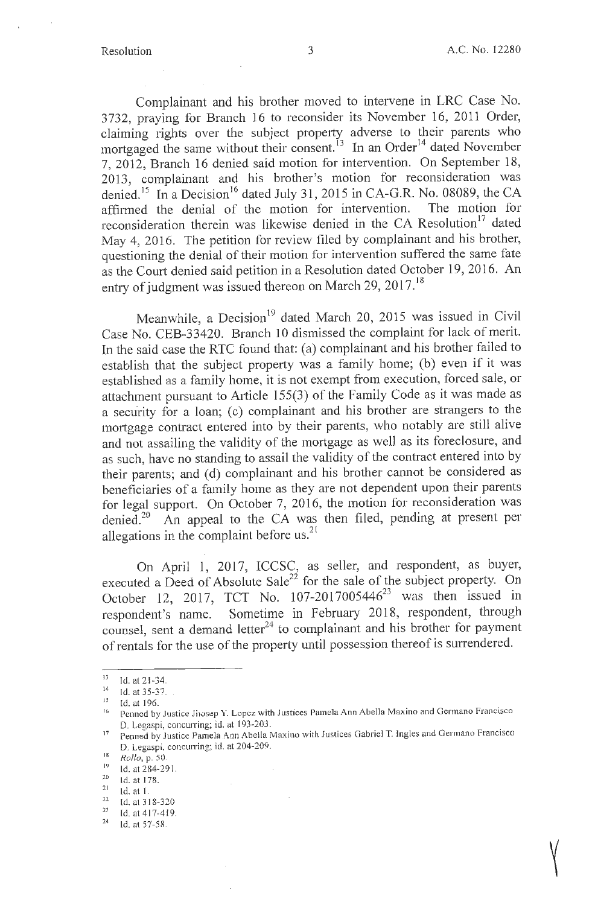Complainant and his brother moved to intervene in LRC Case No. 3732, praying for Branch 16 to reconsider its November 16, 2011 Order, claiming rights over the subject property adverse to their parents who mortgaged the same without their consent.[13] In an Order[14] dated November 7, 2012, Branch 16 denied said motion for intervention. On September 18, 2013, complainant and his brother's motion for reconsideration was denied.[15] In a Decision[16] dated July 31, 2015 in CA-G.R. No. 08089, the CA affirmed the denial of the motion for intervention. The motion for reconsideration therein was likewise denied in the CA Resolution[17] dated May 4, 2016. The petition for review filed by complainant and his brother, questioning the denial of their motion for intervention suffered the same fate as the Court denied said petition in a Resolution dated October 19, 2016. An entry of judgment was issued thereon on March 29, 2017.[18]

Meanwhile, a Decision[19] dated March 20, 2015 was issued in Civil Case No. CEB-33420. Branch 10 dismissed the complaint for lack of merit. In the said case the RTC found that: (a) complainant and his brother failed to establish that the subject property was a family home; (b) even if it was established as a family home, it is not exempt from execution, forced sale, or attachment pursuant to Article 155(3) of the Family Code as it was made as a security for a loan; (c) complainant and his brother are strangers to the mortgage contract entered into by their parents, who notably are still alive and not assailing the validity of the mortgage as well as its foreclosure, and as such, have no standing to assail the validity of the contract entered into by their parents; and (d) complainant and his brother cannot be considered as beneficiaries of a family home as they are not dependent upon their parents for legal support. On October 7, 2016, the motion for reconsideration was denied.[20] An appeal to the CA was then filed, pending at present per allegations in the complaint before us.[21]

On April 1, 2017, ICCSC, as seller, and respondent, as buyer, executed a Deed of Absolute Sale[22] for the sale of the subject property. On October 12, 2017, TCT No. 107-2017005446[23] was then issued in respondent's name. Sometime in February 2018, respondent, through counsel, sent a demand letter[24] to complainant and his brother for payment of rentals for the use of the property until possession thereof is surrendered.

---

[13] Id. at 21-34.

[14] Id. at 35-37.

[15] Id. at 196.

[16] Penned by Justice Jhosep Y. Lopez with Justices Pamela Ann Abella Maxino and Germano Francisco D. Legaspi, concurring; id. at 193-203.

[17] Penned by Justice Pamela Ann Abella Maxino with Justices Gabriel T. Ingles and Germano Francisco D. Legaspi, concurring; id. at 204-209.

[18] *Rollo*, p. 50.

[19] Id. at 284-291.

[20] Id. at 178.

[21] Id. at 1.

[22] Id. at 318-320

[23] Id. at 417-419.

[24] Id. at 57-58.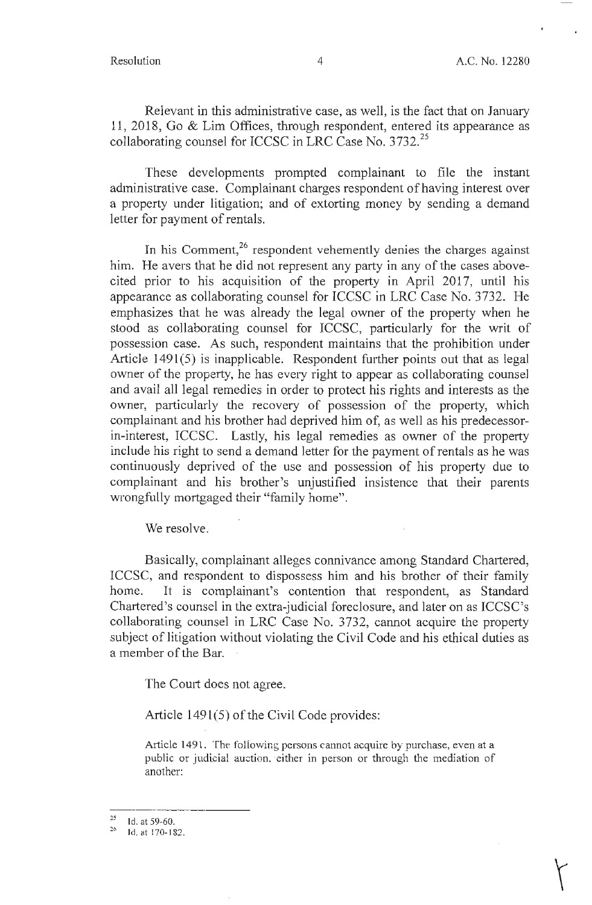Relevant in this administrative case, as well, is the fact that on January 11, 2018, Go & Lim Offices, through respondent, entered its appearance as collaborating counsel for ICCSC in LRC Case No. 3732.[25]

These developments prompted complainant to file the instant administrative case. Complainant charges respondent of having interest over a property under litigation; and of extorting money by sending a demand letter for payment of rentals.

In his Comment,[26] respondent vehemently denies the charges against him. He avers that he did not represent any party in any of the cases above-cited prior to his acquisition of the property in April 2017, until his appearance as collaborating counsel for ICCSC in LRC Case No. 3732. He emphasizes that he was already the legal owner of the property when he stood as collaborating counsel for ICCSC, particularly for the writ of possession case. As such, respondent maintains that the prohibition under Article 1491(5) is inapplicable. Respondent further points out that as legal owner of the property, he has every right to appear as collaborating counsel and avail all legal remedies in order to protect his rights and interests as the owner, particularly the recovery of possession of the property, which complainant and his brother had deprived him of, as well as his predecessor-in-interest, ICCSC. Lastly, his legal remedies as owner of the property include his right to send a demand letter for the payment of rentals as he was continuously deprived of the use and possession of his property due to complainant and his brother's unjustified insistence that their parents wrongfully mortgaged their "family home".

We resolve.

Basically, complainant alleges connivance among Standard Chartered, ICCSC, and respondent to dispossess him and his brother of their family home. It is complainant's contention that respondent, as Standard Chartered's counsel in the extra-judicial foreclosure, and later on as ICCSC's collaborating counsel in LRC Case No. 3732, cannot acquire the property subject of litigation without violating the Civil Code and his ethical duties as a member of the Bar.

The Court does not agree.

Article 1491(5) of the Civil Code provides:

> Article 1491. The following persons cannot acquire by purchase, even at a public or judicial auction, either in person or through the mediation of another:

---

[25] Id. at 59-60.

[26] Id. at 170-182.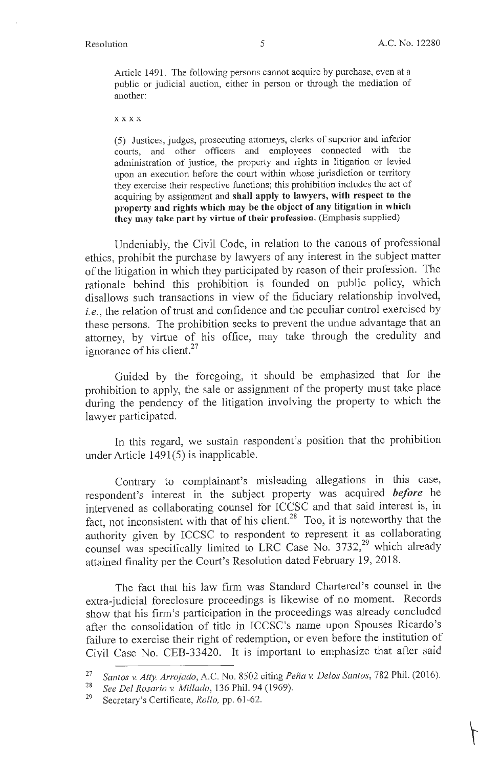Article 1491. The following persons cannot acquire by purchase, even at a public or judicial auction, either in person or through the mediation of another:

x x x x

(5) Justices, judges, prosecuting attorneys, clerks of superior and inferior courts, and other officers and employees connected with the administration of justice, the property and rights in litigation or levied upon an execution before the court within whose jurisdiction or territory they exercise their respective functions; this prohibition includes the act of acquiring by assignment and **shall apply to lawyers, with respect to the property and rights which may be the object of any litigation in which they may take part by virtue of their profession.** (Emphasis supplied)

Undeniably, the Civil Code, in relation to the canons of professional ethics, prohibit the purchase by lawyers of any interest in the subject matter of the litigation in which they participated by reason of their profession. The rationale behind this prohibition is founded on public policy, which disallows such transactions in view of the fiduciary relationship involved, *i.e.*, the relation of trust and confidence and the peculiar control exercised by these persons. The prohibition seeks to prevent the undue advantage that an attorney, by virtue of his office, may take through the credulity and ignorance of his client.[27]

Guided by the foregoing, it should be emphasized that for the prohibition to apply, the sale or assignment of the property must take place during the pendency of the litigation involving the property to which the lawyer participated.

In this regard, we sustain respondent's position that the prohibition under Article 1491(5) is inapplicable.

Contrary to complainant's misleading allegations in this case, respondent's interest in the subject property was acquired ***before*** he intervened as collaborating counsel for ICCSC and that said interest is, in fact, not inconsistent with that of his client.[28] Too, it is noteworthy that the authority given by ICCSC to respondent to represent it as collaborating counsel was specifically limited to LRC Case No. 3732,[29] which already attained finality per the Court's Resolution dated February 19, 2018.

The fact that his law firm was Standard Chartered's counsel in the extra-judicial foreclosure proceedings is likewise of no moment. Records show that his firm's participation in the proceedings was already concluded after the consolidation of title in ICCSC's name upon Spouses Ricardo's failure to exercise their right of redemption, or even before the institution of Civil Case No. CEB-33420. It is important to emphasize that after said

---

[27] *Santos v. Atty. Arrojado*, A.C. No. 8502 citing *Peña v. Delos Santos*, 782 Phil. (2016).

[28] *See Del Rosario v. Millado*, 136 Phil. 94 (1969).

[29] Secretary's Certificate, *Rollo*, pp. 61-62.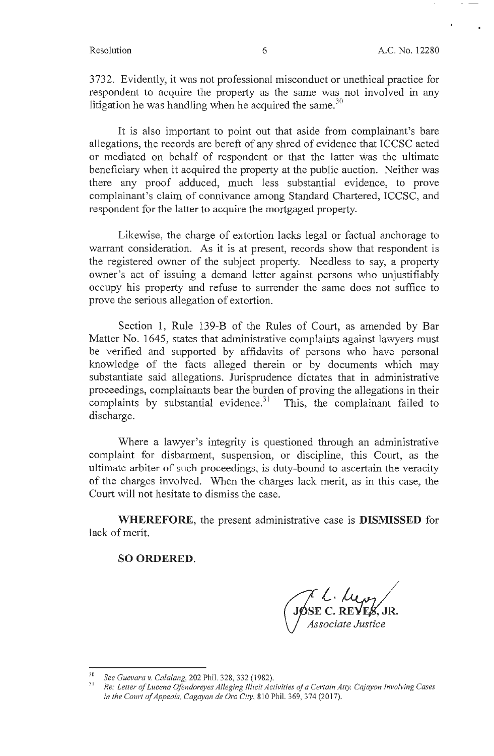3732. Evidently, it was not professional misconduct or unethical practice for respondent to acquire the property as the same was not involved in any litigation he was handling when he acquired the same.[30]

It is also important to point out that aside from complainant's bare allegations, the records are bereft of any shred of evidence that ICCSC acted or mediated on behalf of respondent or that the latter was the ultimate beneficiary when it acquired the property at the public auction. Neither was there any proof adduced, much less substantial evidence, to prove complainant's claim of connivance among Standard Chartered, ICCSC, and respondent for the latter to acquire the mortgaged property.

Likewise, the charge of extortion lacks legal or factual anchorage to warrant consideration. As it is at present, records show that respondent is the registered owner of the subject property. Needless to say, a property owner's act of issuing a demand letter against persons who unjustifiably occupy his property and refuse to surrender the same does not suffice to prove the serious allegation of extortion.

Section 1, Rule 139-B of the Rules of Court, as amended by Bar Matter No. 1645, states that administrative complaints against lawyers must be verified and supported by affidavits of persons who have personal knowledge of the facts alleged therein or by documents which may substantiate said allegations. Jurisprudence dictates that in administrative proceedings, complainants bear the burden of proving the allegations in their complaints by substantial evidence.[31] This, the complainant failed to discharge.

Where a lawyer's integrity is questioned through an administrative complaint for disbarment, suspension, or discipline, this Court, as the ultimate arbiter of such proceedings, is duty-bound to ascertain the veracity of the charges involved. When the charges lack merit, as in this case, the Court will not hesitate to dismiss the case.

**WHEREFORE**, the present administrative case is **DISMISSED** for lack of merit.

**SO ORDERED.**

JOSE C. REYES, JR.
*Associate Justice*

---

[30] *See Guevara v. Calalang*, 202 Phil. 328, 332 (1982).

[31] *Re: Letter of Lucena Ofendoreyes Alleging Illicit Activities of a Certain Atty. Cajayon Involving Cases in the Court of Appeals, Cagayan de Oro City*, 810 Phil. 369, 374 (2017).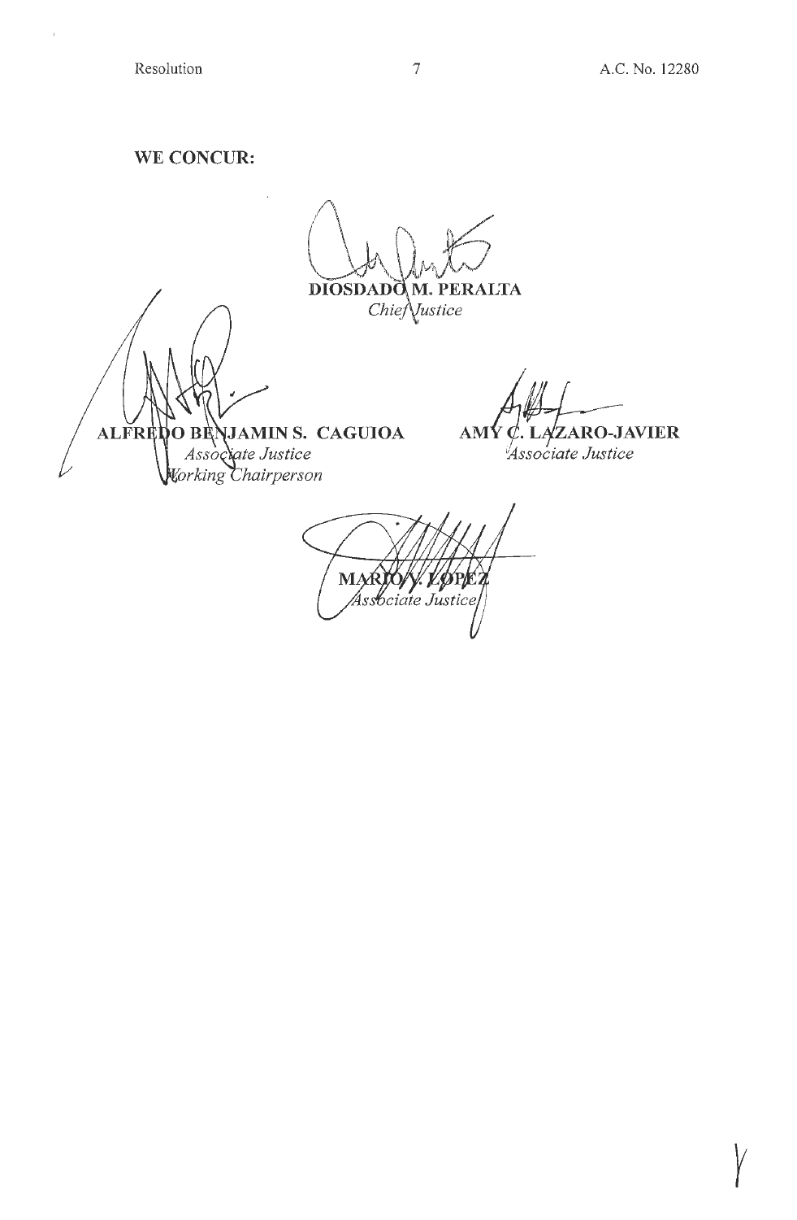**WE CONCUR:**

**DIOSDADO M. PERALTA**
*Chief Justice*

**ALFREDO BENJAMIN S. CAGUIOA**
*Associate Justice*
*Working Chairperson*

**AMY C. LAZARO-JAVIER**
*Associate Justice*

**MARIO V. LOPEZ**
*Associate Justice*